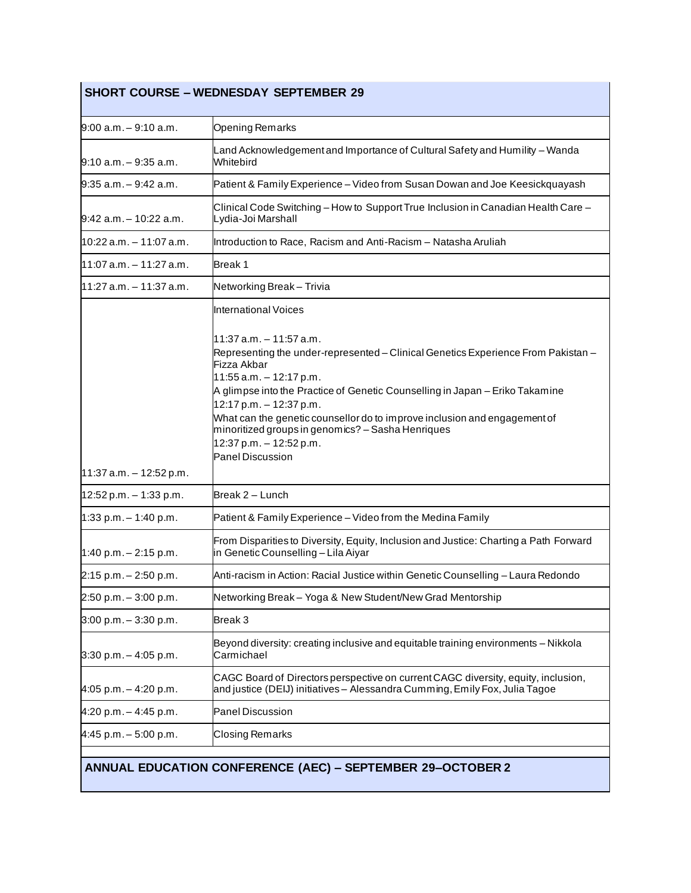| SHORT COURSE – WEDNESDAY SEPTEMBER 29 | |
|---|---|
| 9:00 a.m. – 9:10 a.m. | Opening Remarks |
| 9:10 a.m. – 9:35 a.m. | Land Acknowledgement and Importance of Cultural Safety and Humility – Wanda Whitebird |
| 9:35 a.m. – 9:42 a.m. | Patient & Family Experience – Video from Susan Dowan and Joe Keesickquayash |
| 9:42 a.m. – 10:22 a.m. | Clinical Code Switching – How to Support True Inclusion in Canadian Health Care – Lydia-Joi Marshall |
| 10:22 a.m. – 11:07 a.m. | Introduction to Race, Racism and Anti-Racism – Natasha Aruliah |
| 11:07 a.m. – 11:27 a.m. | Break 1 |
| 11:27 a.m. – 11:37 a.m. | Networking Break – Trivia |
| 11:37 a.m. – 12:52 p.m. | International Voices<br><br>11:37 a.m. – 11:57 a.m.<br>Representing the under-represented – Clinical Genetics Experience From Pakistan – Fizza Akbar<br>11:55 a.m. – 12:17 p.m.<br>A glimpse into the Practice of Genetic Counselling in Japan – Eriko Takamine<br>12:17 p.m. – 12:37 p.m.<br>What can the genetic counsellor do to improve inclusion and engagement of minoritized groups in genomics? – Sasha Henriques<br>12:37 p.m. – 12:52 p.m.<br>Panel Discussion |
| 12:52 p.m. – 1:33 p.m. | Break 2 – Lunch |
| 1:33 p.m. – 1:40 p.m. | Patient & Family Experience – Video from the Medina Family |
| 1:40 p.m. – 2:15 p.m. | From Disparities to Diversity, Equity, Inclusion and Justice: Charting a Path Forward in Genetic Counselling – Lila Aiyar |
| 2:15 p.m. – 2:50 p.m. | Anti-racism in Action: Racial Justice within Genetic Counselling – Laura Redondo |
| 2:50 p.m. – 3:00 p.m. | Networking Break – Yoga & New Student/New Grad Mentorship |
| 3:00 p.m. – 3:30 p.m. | Break 3 |
| 3:30 p.m. – 4:05 p.m. | Beyond diversity: creating inclusive and equitable training environments – Nikkola Carmichael |
| 4:05 p.m. – 4:20 p.m. | CAGC Board of Directors perspective on current CAGC diversity, equity, inclusion, and justice (DEIJ) initiatives – Alessandra Cumming, Emily Fox, Julia Tagoe |
| 4:20 p.m. – 4:45 p.m. | Panel Discussion |
| 4:45 p.m. – 5:00 p.m. | Closing Remarks |

**ANNUAL EDUCATION CONFERENCE (AEC) – SEPTEMBER 29–OCTOBER 2**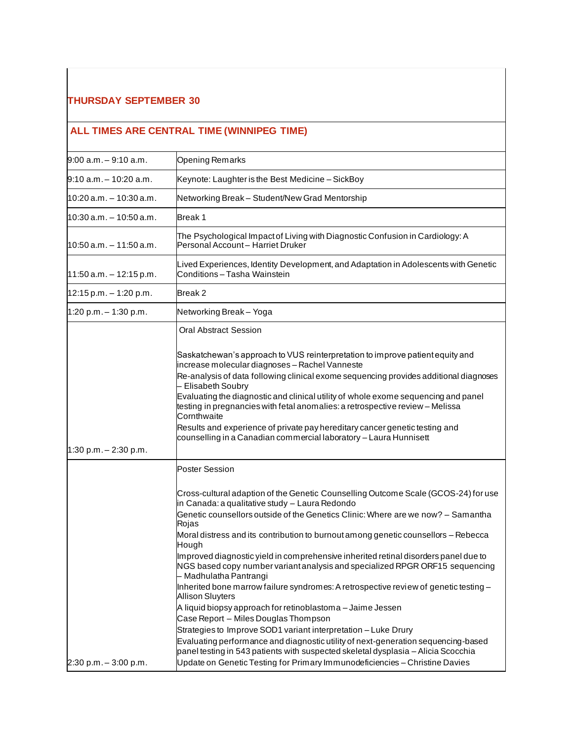## THURSDAY SEPTEMBER 30

## ALL TIMES ARE CENTRAL TIME (WINNIPEG TIME)

| | |
|---|---|
| 9:00 a.m. – 9:10 a.m. | Opening Remarks |
| 9:10 a.m. – 10:20 a.m. | Keynote: Laughter is the Best Medicine – SickBoy |
| 10:20 a.m. – 10:30 a.m. | Networking Break – Student/New Grad Mentorship |
| 10:30 a.m. – 10:50 a.m. | Break 1 |
| 10:50 a.m. – 11:50 a.m. | The Psychological Impact of Living with Diagnostic Confusion in Cardiology: A Personal Account – Harriet Druker |
| 11:50 a.m. – 12:15 p.m. | Lived Experiences, Identity Development, and Adaptation in Adolescents with Genetic Conditions – Tasha Wainstein |
| 12:15 p.m. – 1:20 p.m. | Break 2 |
| 1:20 p.m. – 1:30 p.m. | Networking Break – Yoga |
| 1:30 p.m. – 2:30 p.m. | Oral Abstract Session<br><br>Saskatchewan's approach to VUS reinterpretation to improve patient equity and increase molecular diagnoses – Rachel Vanneste<br>Re-analysis of data following clinical exome sequencing provides additional diagnoses – Elisabeth Soubry<br>Evaluating the diagnostic and clinical utility of whole exome sequencing and panel testing in pregnancies with fetal anomalies: a retrospective review – Melissa Cornthwaite<br>Results and experience of private pay hereditary cancer genetic testing and counselling in a Canadian commercial laboratory – Laura Hunnisett |
| 2:30 p.m. – 3:00 p.m. | Poster Session<br><br>Cross-cultural adaption of the Genetic Counselling Outcome Scale (GCOS-24) for use in Canada: a qualitative study – Laura Redondo<br>Genetic counsellors outside of the Genetics Clinic: Where are we now? – Samantha Rojas<br>Moral distress and its contribution to burnout among genetic counsellors – Rebecca Hough<br>Improved diagnostic yield in comprehensive inherited retinal disorders panel due to NGS based copy number variant analysis and specialized RPGR ORF15 sequencing – Madhulatha Pantrangi<br>Inherited bone marrow failure syndromes: A retrospective review of genetic testing – Allison Sluyters<br>A liquid biopsy approach for retinoblastoma – Jaime Jessen<br>Case Report – Miles Douglas Thompson<br>Strategies to Improve SOD1 variant interpretation – Luke Drury<br>Evaluating performance and diagnostic utility of next-generation sequencing-based panel testing in 543 patients with suspected skeletal dysplasia – Alicia Scocchia<br>Update on Genetic Testing for Primary Immunodeficiencies – Christine Davies |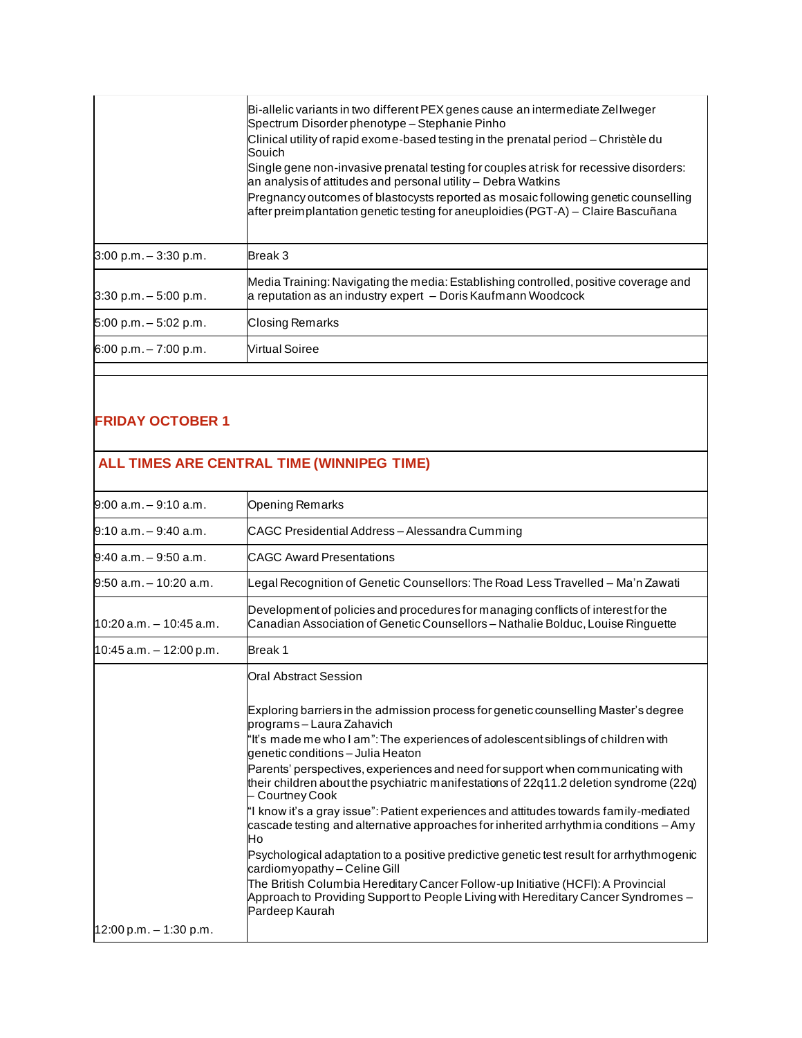| | |
|---|---|
| | Bi-allelic variants in two different PEX genes cause an intermediate Zellweger Spectrum Disorder phenotype – Stephanie Pinho<br>Clinical utility of rapid exome-based testing in the prenatal period – Christèle du Souich<br>Single gene non-invasive prenatal testing for couples at risk for recessive disorders: an analysis of attitudes and personal utility – Debra Watkins<br>Pregnancy outcomes of blastocysts reported as mosaic following genetic counselling after preimplantation genetic testing for aneuploidies (PGT-A) – Claire Bascuñana |
| 3:00 p.m. – 3:30 p.m. | Break 3 |
| 3:30 p.m. – 5:00 p.m. | Media Training: Navigating the media: Establishing controlled, positive coverage and a reputation as an industry expert – Doris Kaufmann Woodcock |
| 5:00 p.m. – 5:02 p.m. | Closing Remarks |
| 6:00 p.m. – 7:00 p.m. | Virtual Soiree |

## FRIDAY OCTOBER 1

### ALL TIMES ARE CENTRAL TIME (WINNIPEG TIME)

| | |
|---|---|
| 9:00 a.m. – 9:10 a.m. | Opening Remarks |
| 9:10 a.m. – 9:40 a.m. | CAGC Presidential Address – Alessandra Cumming |
| 9:40 a.m. – 9:50 a.m. | CAGC Award Presentations |
| 9:50 a.m. – 10:20 a.m. | Legal Recognition of Genetic Counsellors: The Road Less Travelled – Ma'n Zawati |
| 10:20 a.m. – 10:45 a.m. | Development of policies and procedures for managing conflicts of interest for the Canadian Association of Genetic Counsellors – Nathalie Bolduc, Louise Ringuette |
| 10:45 a.m. – 12:00 p.m. | Break 1 |
| 12:00 p.m. – 1:30 p.m. | Oral Abstract Session<br><br>Exploring barriers in the admission process for genetic counselling Master's degree programs – Laura Zahavich<br>"It's made me who I am": The experiences of adolescent siblings of children with genetic conditions – Julia Heaton<br>Parents' perspectives, experiences and need for support when communicating with their children about the psychiatric manifestations of 22q11.2 deletion syndrome (22q) – Courtney Cook<br>"I know it's a gray issue": Patient experiences and attitudes towards family-mediated cascade testing and alternative approaches for inherited arrhythmia conditions – Amy Ho<br>Psychological adaptation to a positive predictive genetic test result for arrhythmogenic cardiomyopathy – Celine Gill<br>The British Columbia Hereditary Cancer Follow-up Initiative (HCFI): A Provincial Approach to Providing Support to People Living with Hereditary Cancer Syndromes – Pardeep Kaurah |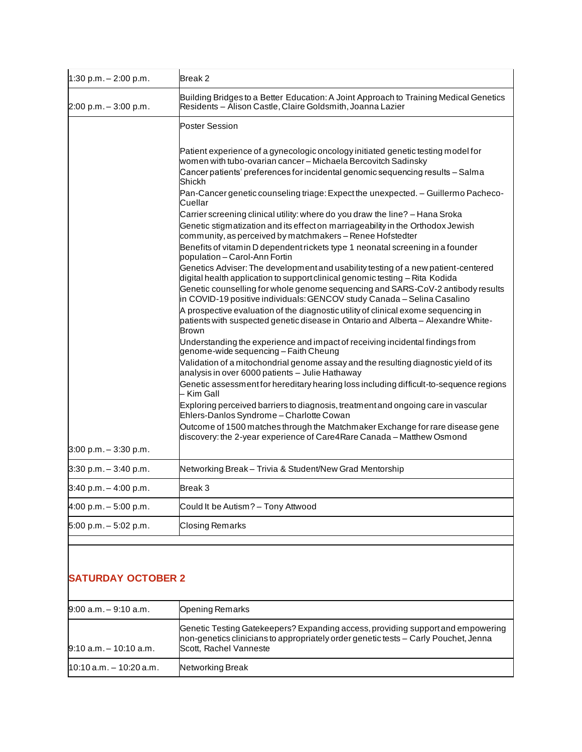| | |
|---|---|
| 1:30 p.m. – 2:00 p.m. | Break 2 |
| 2:00 p.m. – 3:00 p.m. | Building Bridges to a Better Education: A Joint Approach to Training Medical Genetics Residents – Alison Castle, Claire Goldsmith, Joanna Lazier |
| 3:00 p.m. – 3:30 p.m. | Poster Session<br><br>Patient experience of a gynecologic oncology initiated genetic testing model for women with tubo-ovarian cancer – Michaela Bercovitch Sadinsky<br>Cancer patients' preferences for incidental genomic sequencing results – Salma Shickh<br>Pan-Cancer genetic counseling triage: Expect the unexpected. – Guillermo Pacheco-Cuellar<br>Carrier screening clinical utility: where do you draw the line? – Hana Sroka<br>Genetic stigmatization and its effect on marriageability in the Orthodox Jewish community, as perceived by matchmakers – Renee Hofstedter<br>Benefits of vitamin D dependent rickets type 1 neonatal screening in a founder population – Carol-Ann Fortin<br>Genetics Adviser: The development and usability testing of a new patient-centered digital health application to support clinical genomic testing – Rita Kodida<br>Genetic counselling for whole genome sequencing and SARS-CoV-2 antibody results in COVID-19 positive individuals: GENCOV study Canada – Selina Casalino<br>A prospective evaluation of the diagnostic utility of clinical exome sequencing in patients with suspected genetic disease in Ontario and Alberta – Alexandre White-Brown<br>Understanding the experience and impact of receiving incidental findings from genome-wide sequencing – Faith Cheung<br>Validation of a mitochondrial genome assay and the resulting diagnostic yield of its analysis in over 6000 patients – Julie Hathaway<br>Genetic assessment for hereditary hearing loss including difficult-to-sequence regions – Kim Gall<br>Exploring perceived barriers to diagnosis, treatment and ongoing care in vascular Ehlers-Danlos Syndrome – Charlotte Cowan<br>Outcome of 1500 matches through the Matchmaker Exchange for rare disease gene discovery: the 2-year experience of Care4Rare Canada – Matthew Osmond |
| 3:30 p.m. – 3:40 p.m. | Networking Break – Trivia & Student/New Grad Mentorship |
| 3:40 p.m. – 4:00 p.m. | Break 3 |
| 4:00 p.m. – 5:00 p.m. | Could It be Autism? – Tony Attwood |
| 5:00 p.m. – 5:02 p.m. | Closing Remarks |

## SATURDAY OCTOBER 2

| | |
|---|---|
| 9:00 a.m. – 9:10 a.m. | Opening Remarks |
| 9:10 a.m. – 10:10 a.m. | Genetic Testing Gatekeepers? Expanding access, providing support and empowering non-genetics clinicians to appropriately order genetic tests – Carly Pouchet, Jenna Scott, Rachel Vanneste |
| 10:10 a.m. – 10:20 a.m. | Networking Break |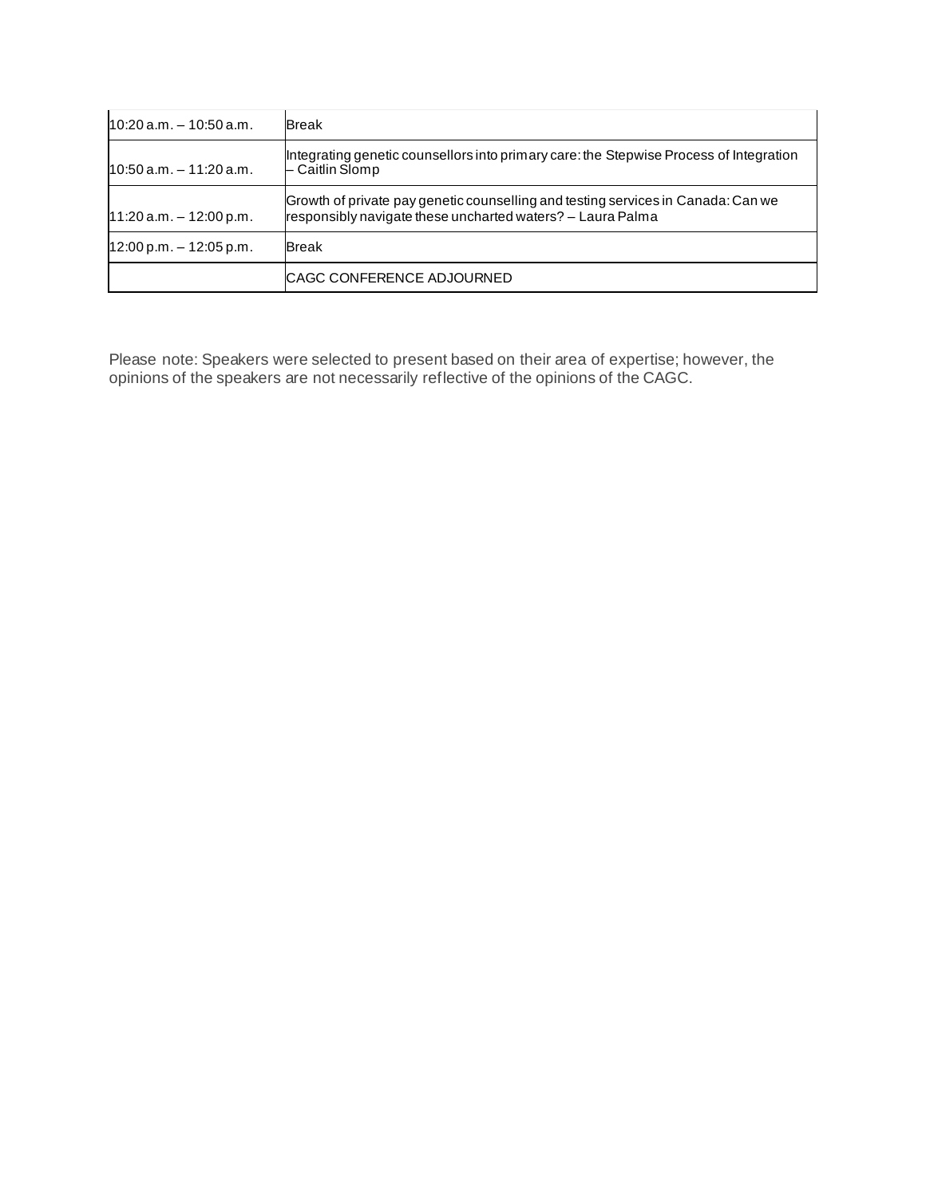| | |
|---|---|
| 10:20 a.m. – 10:50 a.m. | Break |
| 10:50 a.m. – 11:20 a.m. | Integrating genetic counsellors into primary care: the Stepwise Process of Integration – Caitlin Slomp |
| 11:20 a.m. – 12:00 p.m. | Growth of private pay genetic counselling and testing services in Canada: Can we responsibly navigate these uncharted waters? – Laura Palma |
| 12:00 p.m. – 12:05 p.m. | Break |
| | CAGC CONFERENCE ADJOURNED |

Please note: Speakers were selected to present based on their area of expertise; however, the opinions of the speakers are not necessarily reflective of the opinions of the CAGC.